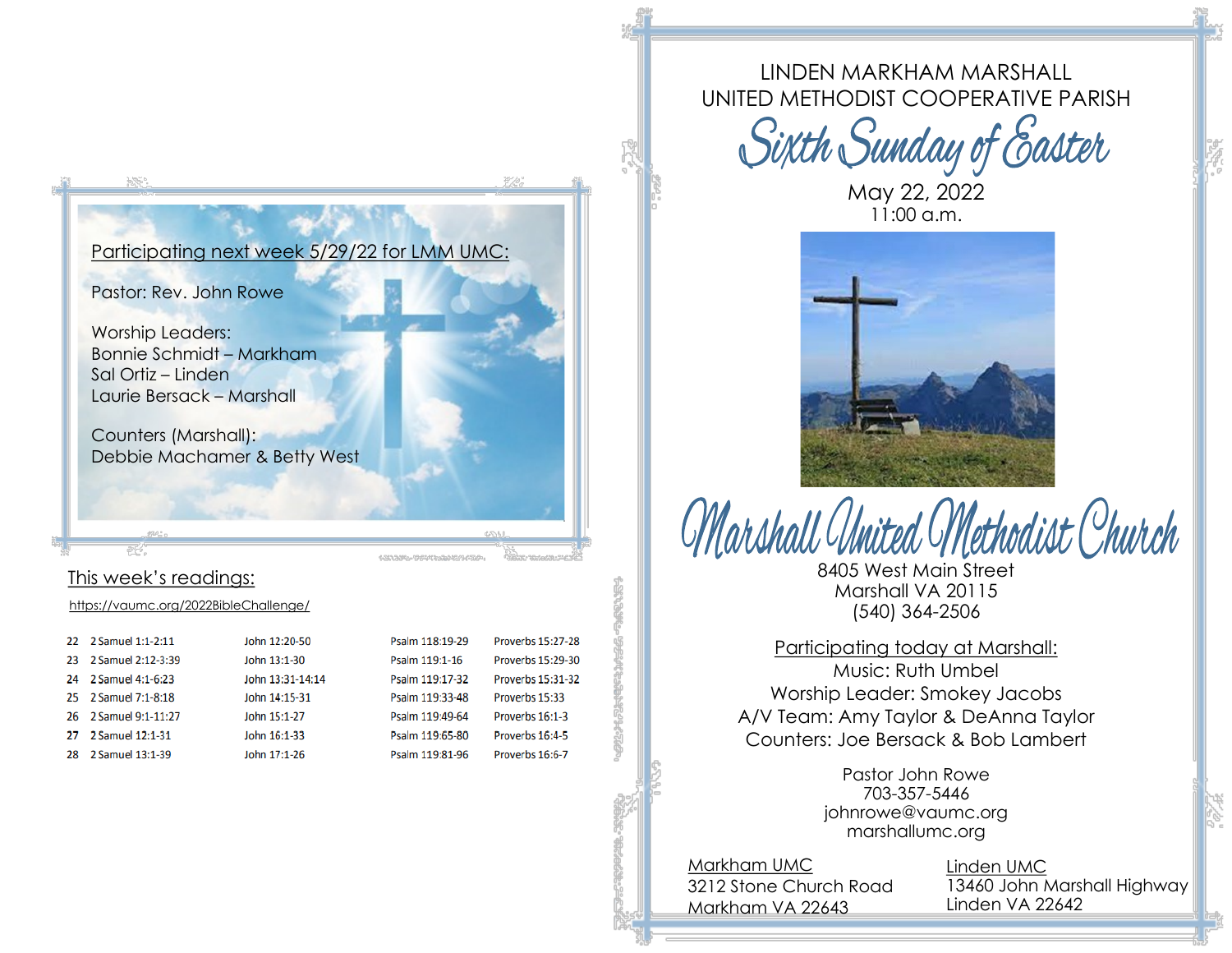Participating next week 5/29/22 for LMM UMC:

Pastor: Rev. John Rowe

Worship Leaders:
Bonnie Schmidt – Markham
Sal Ortiz – Linden
Laurie Bersack – Marshall

Counters (Marshall):
Debbie Machamer & Betty West

## This week's readings:

https://vaumc.org/2022BibleChallenge/

| | | | | |
|---|---|---|---|---|
| 22 | 2 Samuel 1:1-2:11 | John 12:20-50 | Psalm 118:19-29 | Proverbs 15:27-28 |
| 23 | 2 Samuel 2:12-3:39 | John 13:1-30 | Psalm 119:1-16 | Proverbs 15:29-30 |
| 24 | 2 Samuel 4:1-6:23 | John 13:31-14:14 | Psalm 119:17-32 | Proverbs 15:31-32 |
| 25 | 2 Samuel 7:1-8:18 | John 14:15-31 | Psalm 119:33-48 | Proverbs 15:33 |
| 26 | 2 Samuel 9:1-11:27 | John 15:1-27 | Psalm 119:49-64 | Proverbs 16:1-3 |
| 27 | 2 Samuel 12:1-31 | John 16:1-33 | Psalm 119:65-80 | Proverbs 16:4-5 |
| 28 | 2 Samuel 13:1-39 | John 17:1-26 | Psalm 119:81-96 | Proverbs 16:6-7 |

LINDEN MARKHAM MARSHALL
UNITED METHODIST COOPERATIVE PARISH

# Sixth Sunday of Easter

May 22, 2022
11:00 a.m.

# Marshall United Methodist Church

8405 West Main Street
Marshall VA 20115
(540) 364-2506

Participating today at Marshall:
Music: Ruth Umbel
Worship Leader: Smokey Jacobs
A/V Team: Amy Taylor & DeAnna Taylor
Counters: Joe Bersack & Bob Lambert

Pastor John Rowe
703-357-5446
johnrowe@vaumc.org
marshallumc.org

Markham UMC
3212 Stone Church Road
Markham VA 22643

Linden UMC
13460 John Marshall Highway
Linden VA 22642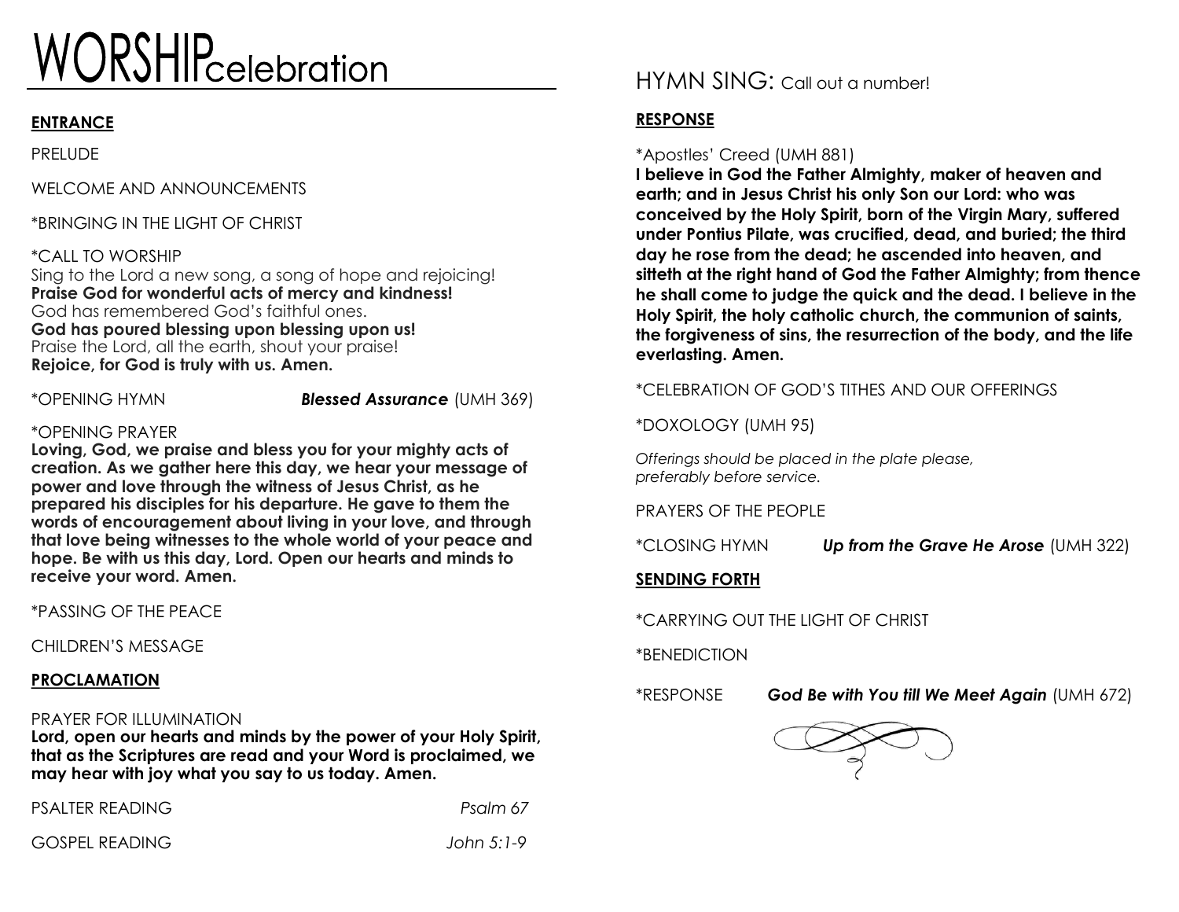# WORSHIPcelebration

**ENTRANCE**

PRELUDE

WELCOME AND ANNOUNCEMENTS

*BRINGING IN THE LIGHT OF CHRIST

*CALL TO WORSHIP
Sing to the Lord a new song, a song of hope and rejoicing!
**Praise God for wonderful acts of mercy and kindness!**
God has remembered God's faithful ones.
**God has poured blessing upon blessing upon us!**
Praise the Lord, all the earth, shout your praise!
**Rejoice, for God is truly with us. Amen.**

*OPENING HYMN ***Blessed Assurance*** (UMH 369)

*OPENING PRAYER
**Loving, God, we praise and bless you for your mighty acts of creation. As we gather here this day, we hear your message of power and love through the witness of Jesus Christ, as he prepared his disciples for his departure. He gave to them the words of encouragement about living in your love, and through that love being witnesses to the whole world of your peace and hope. Be with us this day, Lord. Open our hearts and minds to receive your word. Amen.**

*PASSING OF THE PEACE

CHILDREN'S MESSAGE

**PROCLAMATION**

PRAYER FOR ILLUMINATION
**Lord, open our hearts and minds by the power of your Holy Spirit, that as the Scriptures are read and your Word is proclaimed, we may hear with joy what you say to us today. Amen.**

PSALTER READING *Psalm 67*

GOSPEL READING *John 5:1-9*

HYMN SING: Call out a number!

**RESPONSE**

*Apostles' Creed (UMH 881)
**I believe in God the Father Almighty, maker of heaven and earth; and in Jesus Christ his only Son our Lord: who was conceived by the Holy Spirit, born of the Virgin Mary, suffered under Pontius Pilate, was crucified, dead, and buried; the third day he rose from the dead; he ascended into heaven, and sitteth at the right hand of God the Father Almighty; from thence he shall come to judge the quick and the dead. I believe in the Holy Spirit, the holy catholic church, the communion of saints, the forgiveness of sins, the resurrection of the body, and the life everlasting. Amen.**

*CELEBRATION OF GOD'S TITHES AND OUR OFFERINGS

*DOXOLOGY (UMH 95)

*Offerings should be placed in the plate please, preferably before service.*

PRAYERS OF THE PEOPLE

*CLOSING HYMN ***Up from the Grave He Arose*** (UMH 322)

**SENDING FORTH**

*CARRYING OUT THE LIGHT OF CHRIST

*BENEDICTION

*RESPONSE ***God Be with You till We Meet Again*** (UMH 672)